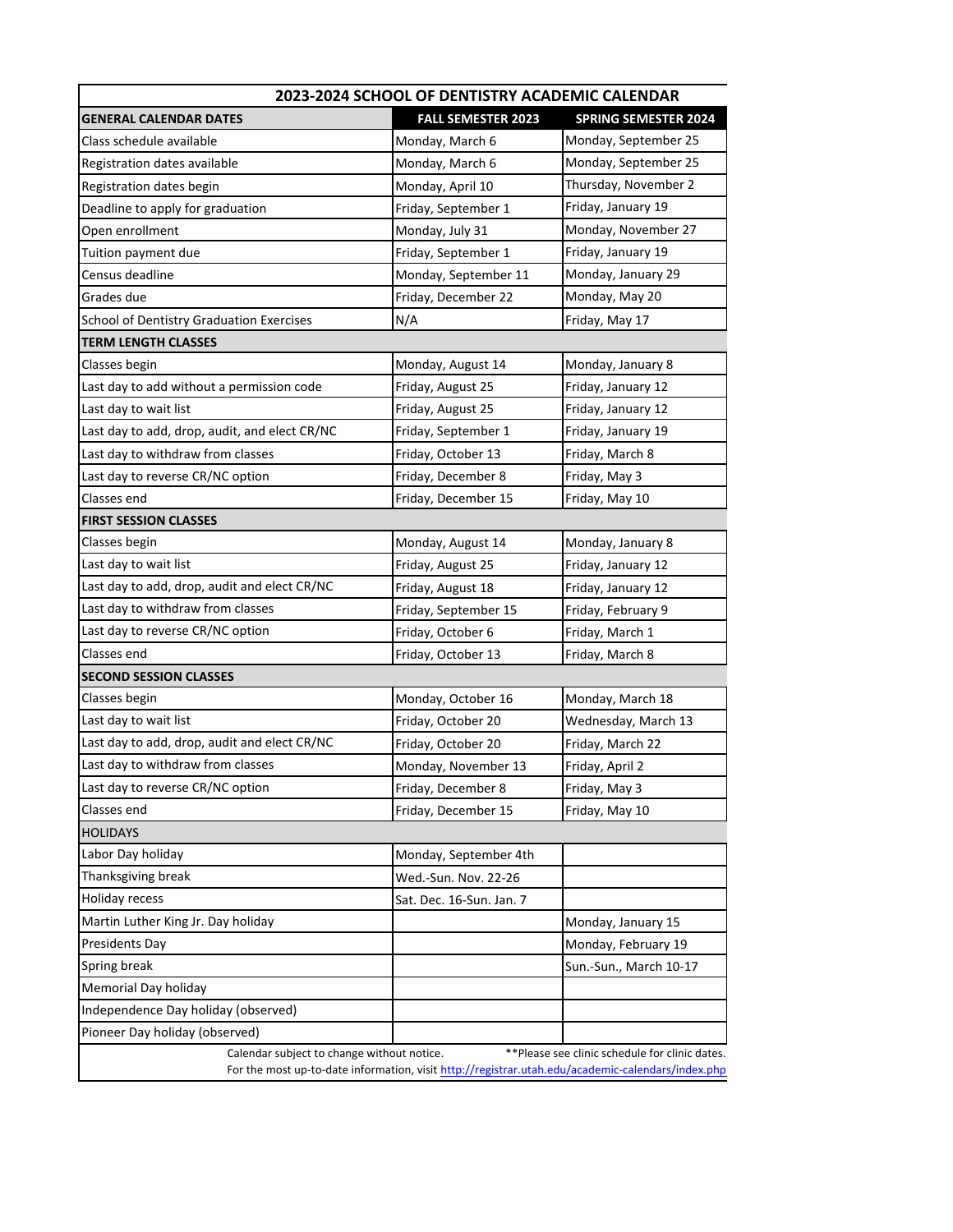# 2023-2024 SCHOOL OF DENTISTRY ACADEMIC CALENDAR

| GENERAL CALENDAR DATES | FALL SEMESTER 2023 | SPRING SEMESTER 2024 |
|---|---|---|
| Class schedule available | Monday, March 6 | Monday, September 25 |
| Registration dates available | Monday, March 6 | Monday, September 25 |
| Registration dates begin | Monday, April 10 | Thursday, November 2 |
| Deadline to apply for graduation | Friday, September 1 | Friday, January 19 |
| Open enrollment | Monday, July 31 | Monday, November 27 |
| Tuition payment due | Friday, September 1 | Friday, January 19 |
| Census deadline | Monday, September 11 | Monday, January 29 |
| Grades due | Friday, December 22 | Monday, May 20 |
| School of Dentistry Graduation Exercises | N/A | Friday, May 17 |
| **TERM LENGTH CLASSES** | | |
| Classes begin | Monday, August 14 | Monday, January 8 |
| Last day to add without a permission code | Friday, August 25 | Friday, January 12 |
| Last day to wait list | Friday, August 25 | Friday, January 12 |
| Last day to add, drop, audit, and elect CR/NC | Friday, September 1 | Friday, January 19 |
| Last day to withdraw from classes | Friday, October 13 | Friday, March 8 |
| Last day to reverse CR/NC option | Friday, December 8 | Friday, May 3 |
| Classes end | Friday, December 15 | Friday, May 10 |
| **FIRST SESSION CLASSES** | | |
| Classes begin | Monday, August 14 | Monday, January 8 |
| Last day to wait list | Friday, August 25 | Friday, January 12 |
| Last day to add, drop, audit and elect CR/NC | Friday, August 18 | Friday, January 12 |
| Last day to withdraw from classes | Friday, September 15 | Friday, February 9 |
| Last day to reverse CR/NC option | Friday, October 6 | Friday, March 1 |
| Classes end | Friday, October 13 | Friday, March 8 |
| **SECOND SESSION CLASSES** | | |
| Classes begin | Monday, October 16 | Monday, March 18 |
| Last day to wait list | Friday, October 20 | Wednesday, March 13 |
| Last day to add, drop, audit and elect CR/NC | Friday, October 20 | Friday, March 22 |
| Last day to withdraw from classes | Monday, November 13 | Friday, April 2 |
| Last day to reverse CR/NC option | Friday, December 8 | Friday, May 3 |
| Classes end | Friday, December 15 | Friday, May 10 |
| **HOLIDAYS** | | |
| Labor Day holiday | Monday, September 4th | |
| Thanksgiving break | Wed.-Sun. Nov. 22-26 | |
| Holiday recess | Sat. Dec. 16-Sun. Jan. 7 | |
| Martin Luther King Jr. Day holiday | | Monday, January 15 |
| Presidents Day | | Monday, February 19 |
| Spring break | | Sun.-Sun., March 10-17 |
| Memorial Day holiday | | |
| Independence Day holiday (observed) | | |
| Pioneer Day holiday (observed) | | |

Calendar subject to change without notice. **Please see clinic schedule for clinic dates.

For the most up-to-date information, visit [http://registrar.utah.edu/academic-calendars/index.php](http://registrar.utah.edu/academic-calendars/index.php)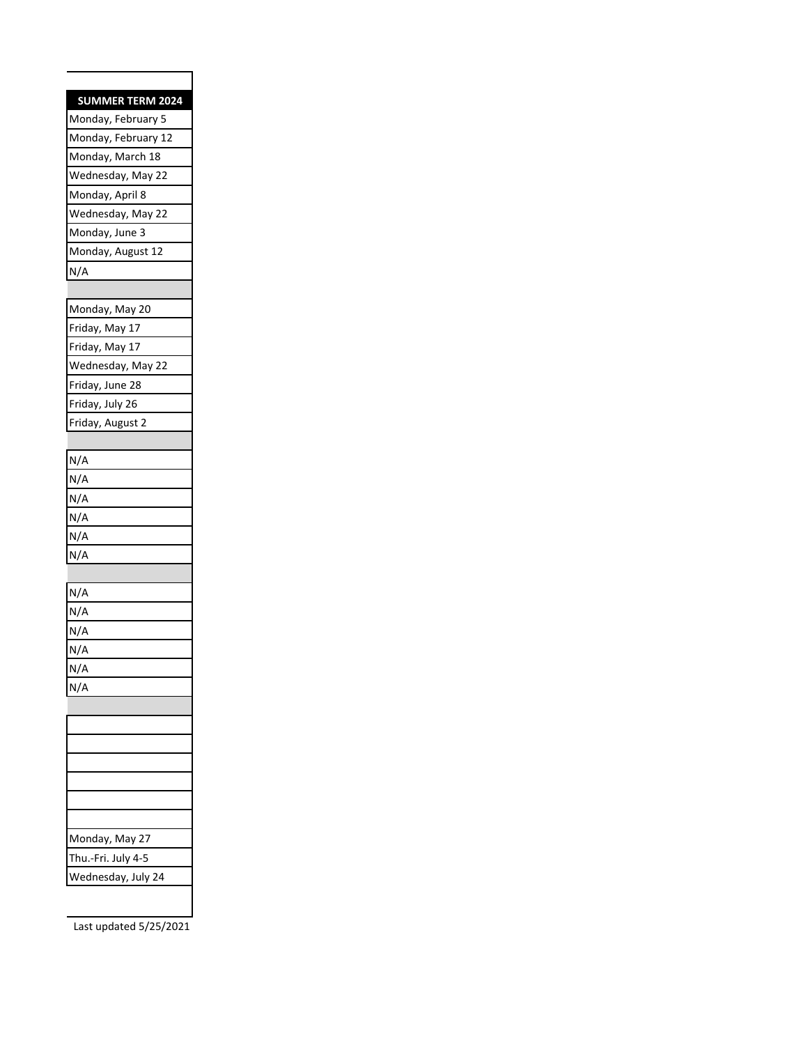| SUMMER TERM 2024 |
|---|
| Monday, February 5 |
| Monday, February 12 |
| Monday, March 18 |
| Wednesday, May 22 |
| Monday, April 8 |
| Wednesday, May 22 |
| Monday, June 3 |
| Monday, August 12 |
| N/A |
| |
| Monday, May 20 |
| Friday, May 17 |
| Friday, May 17 |
| Wednesday, May 22 |
| Friday, June 28 |
| Friday, July 26 |
| Friday, August 2 |
| |
| N/A |
| N/A |
| N/A |
| N/A |
| N/A |
| N/A |
| |
| N/A |
| N/A |
| N/A |
| N/A |
| N/A |
| N/A |
| |
| |
| |
| |
| |
| |
| |
| Monday, May 27 |
| Thu.-Fri. July 4-5 |
| Wednesday, July 24 |
| |

Last updated 5/25/2021